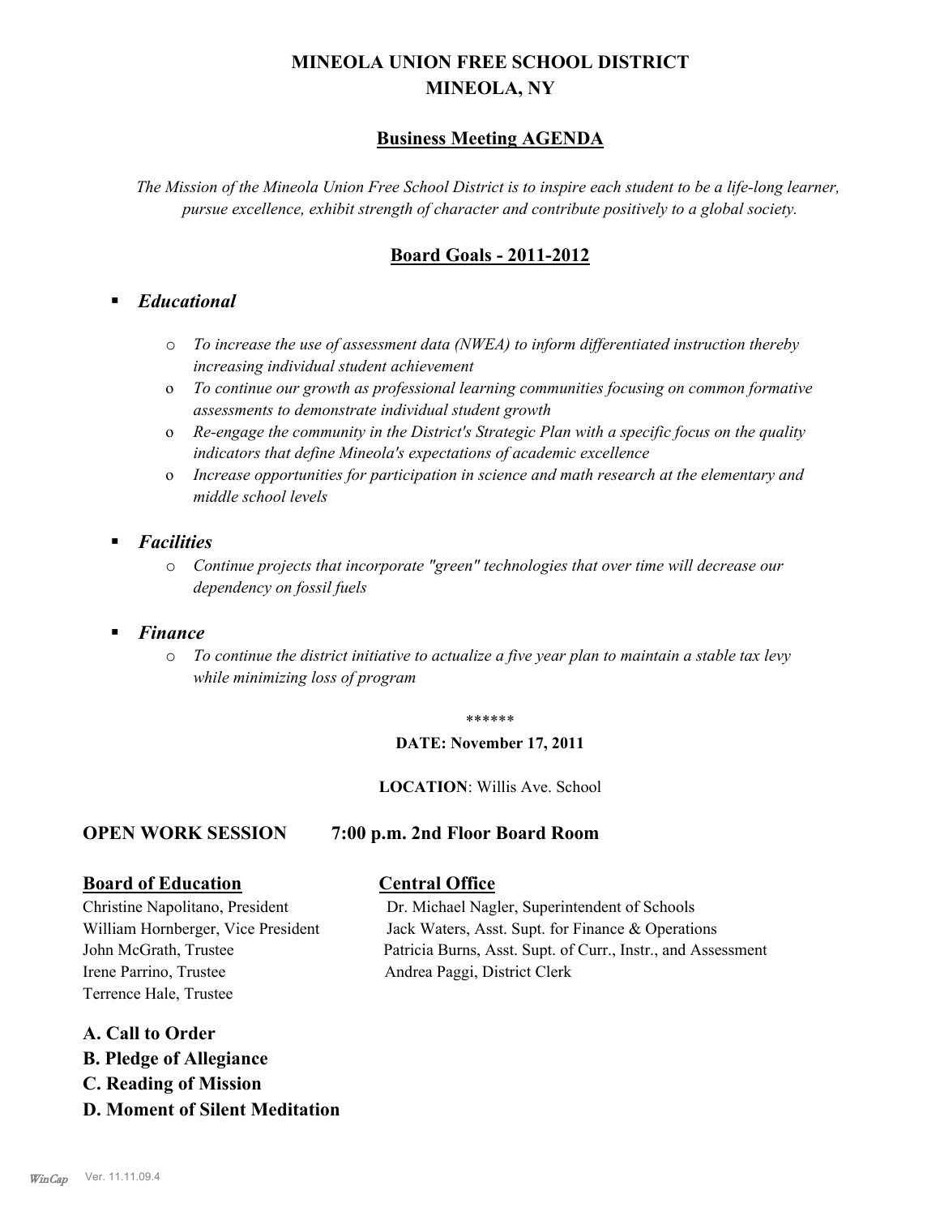# MINEOLA UNION FREE SCHOOL DISTRICT
# MINEOLA, NY

## Business Meeting AGENDA

*The Mission of the Mineola Union Free School District is to inspire each student to be a life-long learner, pursue excellence, exhibit strength of character and contribute positively to a global society.*

## Board Goals - 2011-2012

- ***Educational***
  - *To increase the use of assessment data (NWEA) to inform differentiated instruction thereby increasing individual student achievement*
  - *To continue our growth as professional learning communities focusing on common formative assessments to demonstrate individual student growth*
  - *Re-engage the community in the District's Strategic Plan with a specific focus on the quality indicators that define Mineola's expectations of academic excellence*
  - *Increase opportunities for participation in science and math research at the elementary and middle school levels*
- ***Facilities***
  - *Continue projects that incorporate "green" technologies that over time will decrease our dependency on fossil fuels*
- ***Finance***
  - *To continue the district initiative to actualize a five year plan to maintain a stable tax levy while minimizing loss of program*

******

**DATE: November 17, 2011**

**LOCATION**: Willis Ave. School

**OPEN WORK SESSION 7:00 p.m. 2nd Floor Board Room**

**Board of Education**

Christine Napolitano, President
William Hornberger, Vice President
John McGrath, Trustee
Irene Parrino, Trustee
Terrence Hale, Trustee

**Central Office**

Dr. Michael Nagler, Superintendent of Schools
Jack Waters, Asst. Supt. for Finance & Operations
Patricia Burns, Asst. Supt. of Curr., Instr., and Assessment
Andrea Paggi, District Clerk

**A. Call to Order**
**B. Pledge of Allegiance**
**C. Reading of Mission**
**D. Moment of Silent Meditation**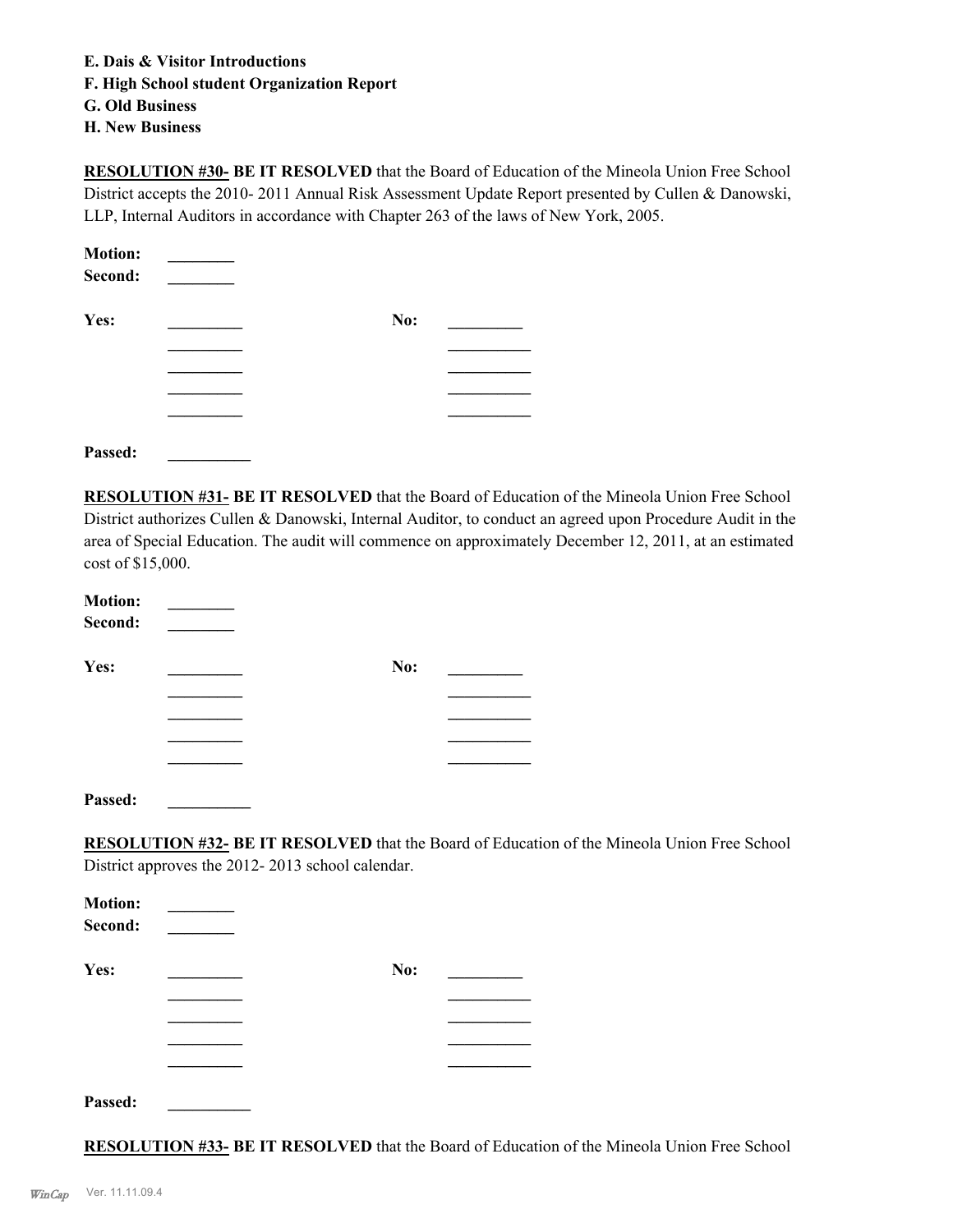**E. Dais & Visitor Introductions**
**F. High School student Organization Report**
**G. Old Business**
**H. New Business**

**RESOLUTION #30- BE IT RESOLVED** that the Board of Education of the Mineola Union Free School District accepts the 2010- 2011 Annual Risk Assessment Update Report presented by Cullen & Danowski, LLP, Internal Auditors in accordance with Chapter 263 of the laws of New York, 2005.

**Motion:** ________
**Second:** ________

**Yes:** _________ **No:** _________
_________ _________
_________ _________
_________ _________
_________ _________

**Passed:** __________

**RESOLUTION #31- BE IT RESOLVED** that the Board of Education of the Mineola Union Free School District authorizes Cullen & Danowski, Internal Auditor, to conduct an agreed upon Procedure Audit in the area of Special Education. The audit will commence on approximately December 12, 2011, at an estimated cost of $15,000.

**Motion:** ________
**Second:** ________

**Yes:** _________ **No:** _________
_________ _________
_________ _________
_________ _________
_________ _________

**Passed:** __________

**RESOLUTION #32- BE IT RESOLVED** that the Board of Education of the Mineola Union Free School District approves the 2012- 2013 school calendar.

**Motion:** ________
**Second:** ________

**Yes:** _________ **No:** _________
_________ _________
_________ _________
_________ _________
_________ _________

**Passed:** __________

**RESOLUTION #33- BE IT RESOLVED** that the Board of Education of the Mineola Union Free School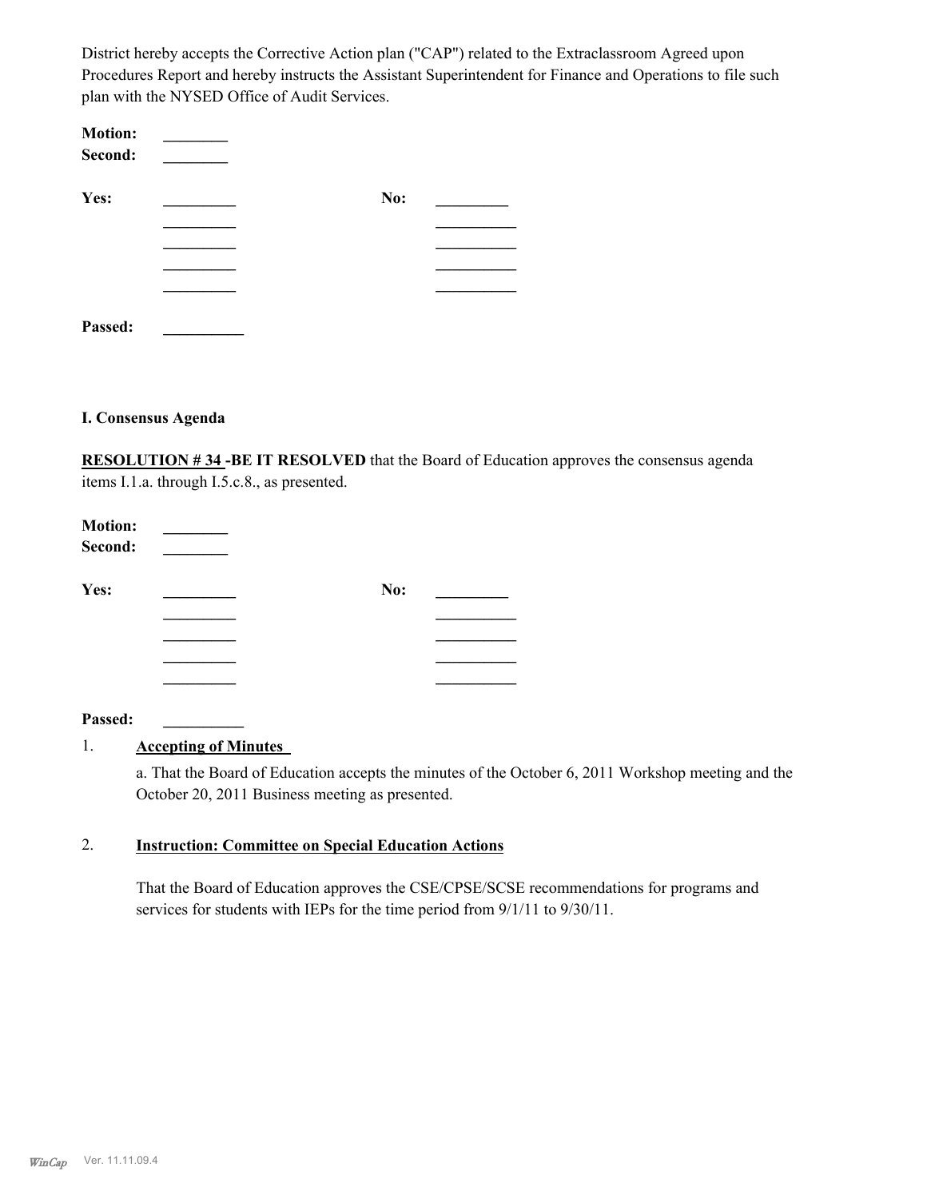District hereby accepts the Corrective Action plan ("CAP") related to the Extraclassroom Agreed upon Procedures Report and hereby instructs the Assistant Superintendent for Finance and Operations to file such plan with the NYSED Office of Audit Services.

**Motion:** ________
**Second:** ________

| **Yes:** | _________ | **No:** | _________ |
|---|---|---|---|
| | _________ | | __________ |
| | _________ | | __________ |
| | _________ | | __________ |
| | _________ | | __________ |

**Passed:** __________

**I. Consensus Agenda**

**RESOLUTION # 34 -BE IT RESOLVED** that the Board of Education approves the consensus agenda items I.1.a. through I.5.c.8., as presented.

**Motion:** ________
**Second:** ________

| **Yes:** | _________ | **No:** | _________ |
|---|---|---|---|
| | _________ | | __________ |
| | _________ | | __________ |
| | _________ | | __________ |
| | _________ | | __________ |

**Passed:** __________

1. **Accepting of Minutes**

   a. That the Board of Education accepts the minutes of the October 6, 2011 Workshop meeting and the October 20, 2011 Business meeting as presented.

2. **Instruction: Committee on Special Education Actions**

   That the Board of Education approves the CSE/CPSE/SCSE recommendations for programs and services for students with IEPs for the time period from 9/1/11 to 9/30/11.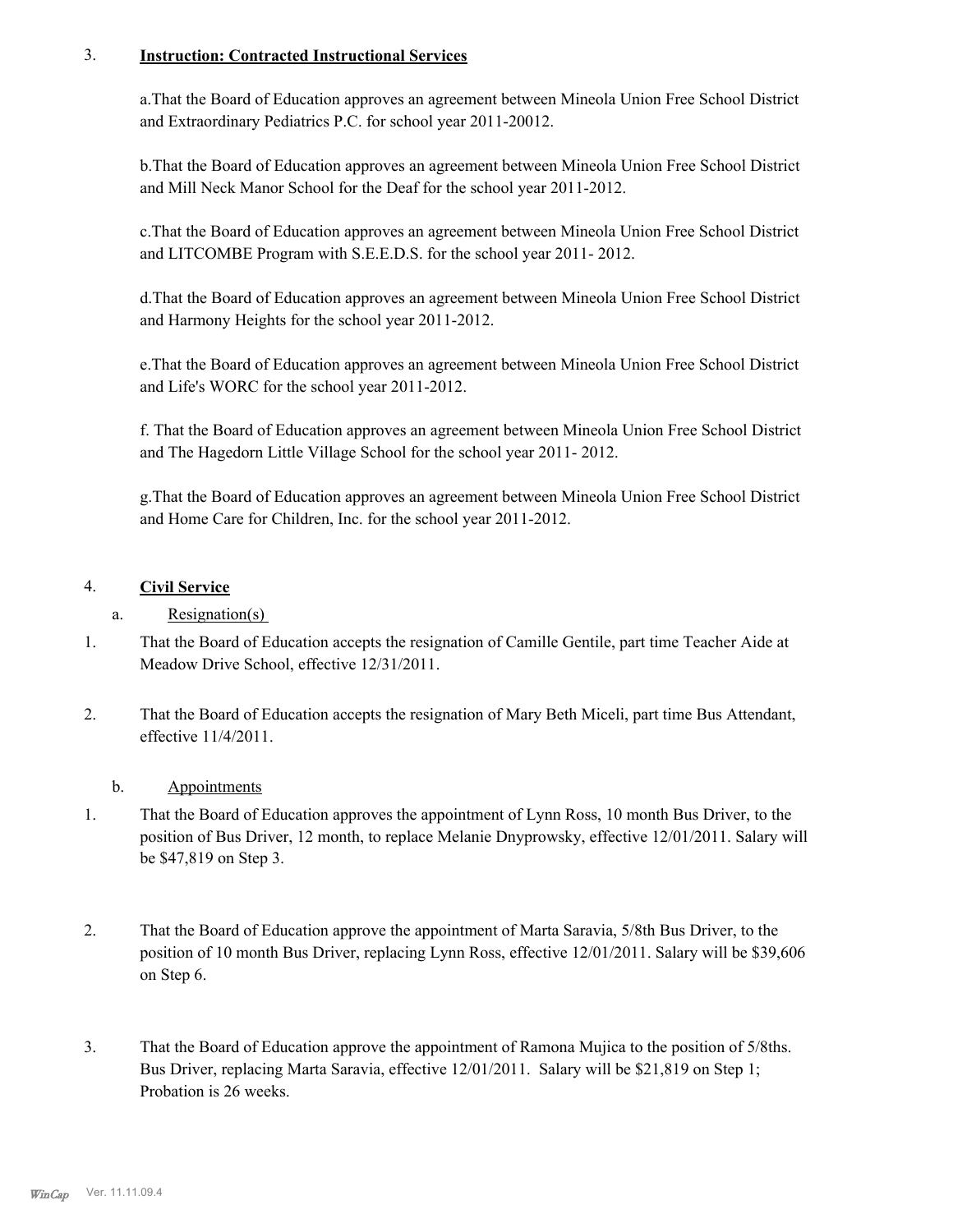3. **Instruction: Contracted Instructional Services**

a.That the Board of Education approves an agreement between Mineola Union Free School District and Extraordinary Pediatrics P.C. for school year 2011-20012.

b.That the Board of Education approves an agreement between Mineola Union Free School District and Mill Neck Manor School for the Deaf for the school year 2011-2012.

c.That the Board of Education approves an agreement between Mineola Union Free School District and LITCOMBE Program with S.E.E.D.S. for the school year 2011- 2012.

d.That the Board of Education approves an agreement between Mineola Union Free School District and Harmony Heights for the school year 2011-2012.

e.That the Board of Education approves an agreement between Mineola Union Free School District and Life's WORC for the school year 2011-2012.

f. That the Board of Education approves an agreement between Mineola Union Free School District and The Hagedorn Little Village School for the school year 2011- 2012.

g.That the Board of Education approves an agreement between Mineola Union Free School District and Home Care for Children, Inc. for the school year 2011-2012.

4. **Civil Service**

a. Resignation(s)

1. That the Board of Education accepts the resignation of Camille Gentile, part time Teacher Aide at Meadow Drive School, effective 12/31/2011.

2. That the Board of Education accepts the resignation of Mary Beth Miceli, part time Bus Attendant, effective 11/4/2011.

b. Appointments

1. That the Board of Education approves the appointment of Lynn Ross, 10 month Bus Driver, to the position of Bus Driver, 12 month, to replace Melanie Dnyprowsky, effective 12/01/2011. Salary will be $47,819 on Step 3.

2. That the Board of Education approve the appointment of Marta Saravia, 5/8th Bus Driver, to the position of 10 month Bus Driver, replacing Lynn Ross, effective 12/01/2011. Salary will be $39,606 on Step 6.

3. That the Board of Education approve the appointment of Ramona Mujica to the position of 5/8ths. Bus Driver, replacing Marta Saravia, effective 12/01/2011. Salary will be $21,819 on Step 1; Probation is 26 weeks.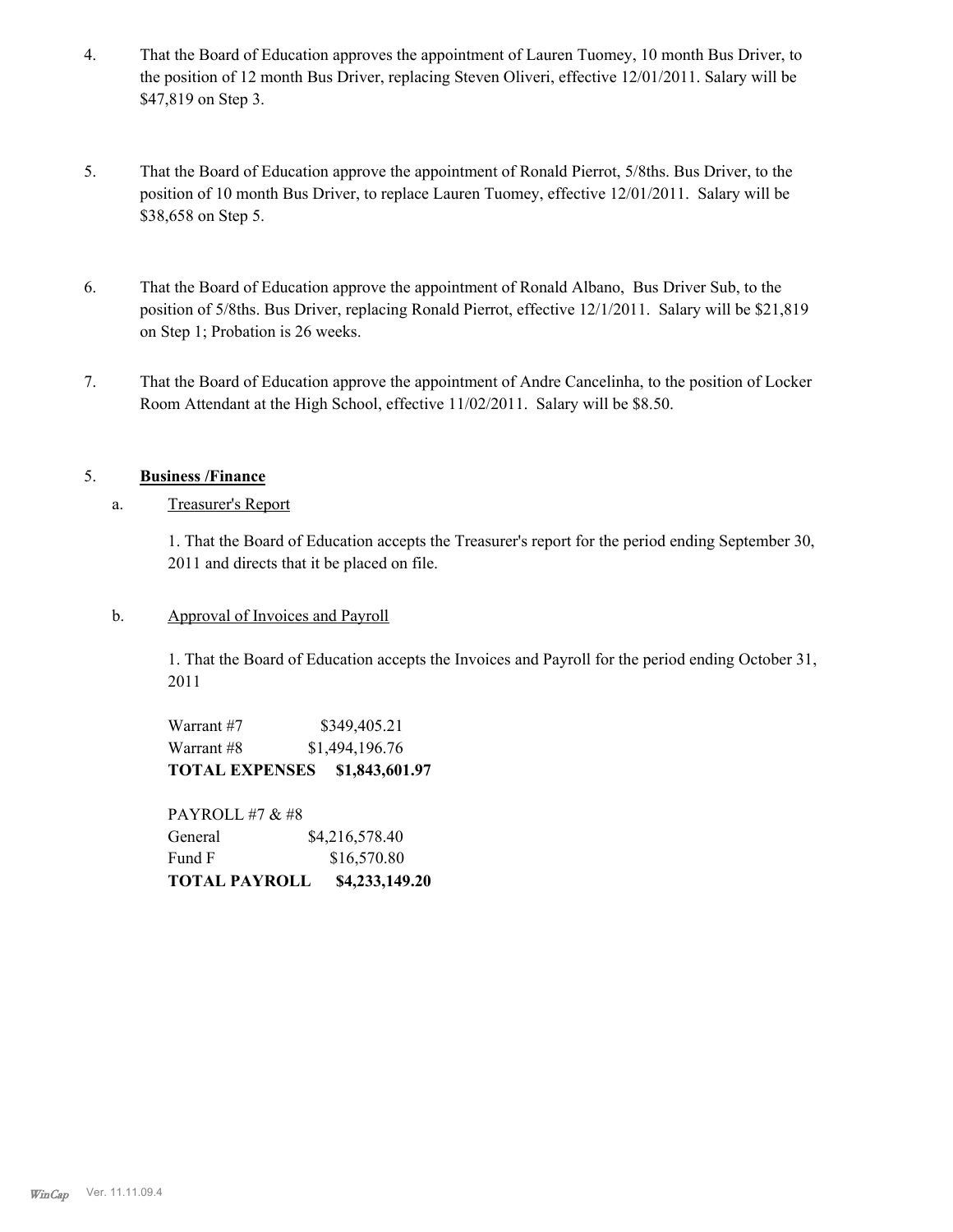4. That the Board of Education approves the appointment of Lauren Tuomey, 10 month Bus Driver, to the position of 12 month Bus Driver, replacing Steven Oliveri, effective 12/01/2011. Salary will be $47,819 on Step 3.

5. That the Board of Education approve the appointment of Ronald Pierrot, 5/8ths. Bus Driver, to the position of 10 month Bus Driver, to replace Lauren Tuomey, effective 12/01/2011. Salary will be $38,658 on Step 5.

6. That the Board of Education approve the appointment of Ronald Albano, Bus Driver Sub, to the position of 5/8ths. Bus Driver, replacing Ronald Pierrot, effective 12/1/2011. Salary will be $21,819 on Step 1; Probation is 26 weeks.

7. That the Board of Education approve the appointment of Andre Cancelinha, to the position of Locker Room Attendant at the High School, effective 11/02/2011. Salary will be $8.50.

5. **Business /Finance**

a. Treasurer's Report

1. That the Board of Education accepts the Treasurer's report for the period ending September 30, 2011 and directs that it be placed on file.

b. Approval of Invoices and Payroll

1. That the Board of Education accepts the Invoices and Payroll for the period ending October 31, 2011

| | |
|---|---|
| Warrant #7 | $349,405.21 |
| Warrant #8 | $1,494,196.76 |
| **TOTAL EXPENSES** | **$1,843,601.97** |

PAYROLL #7 & #8

| | |
|---|---|
| General | $4,216,578.40 |
| Fund F | $16,570.80 |
| **TOTAL PAYROLL** | **$4,233,149.20** |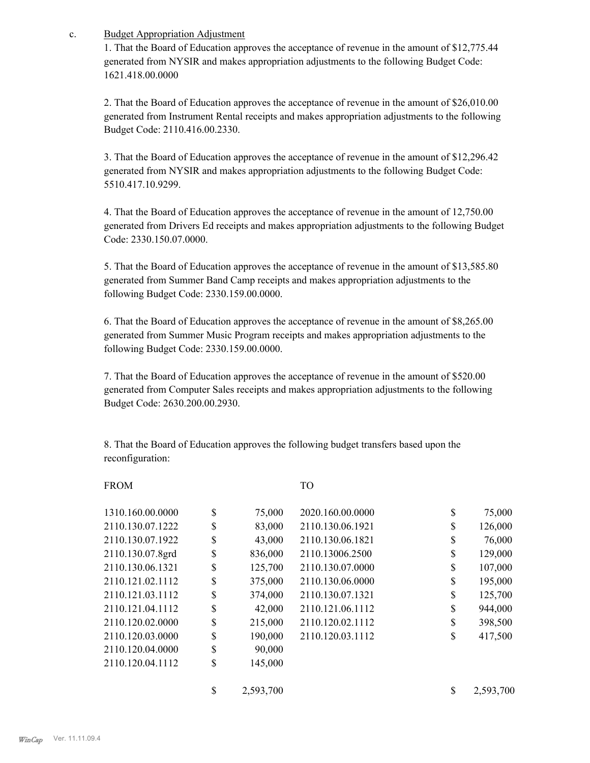c. Budget Appropriation Adjustment

1. That the Board of Education approves the acceptance of revenue in the amount of $12,775.44 generated from NYSIR and makes appropriation adjustments to the following Budget Code: 1621.418.00.0000

2. That the Board of Education approves the acceptance of revenue in the amount of $26,010.00 generated from Instrument Rental receipts and makes appropriation adjustments to the following Budget Code: 2110.416.00.2330.

3. That the Board of Education approves the acceptance of revenue in the amount of $12,296.42 generated from NYSIR and makes appropriation adjustments to the following Budget Code: 5510.417.10.9299.

4. That the Board of Education approves the acceptance of revenue in the amount of 12,750.00 generated from Drivers Ed receipts and makes appropriation adjustments to the following Budget Code: 2330.150.07.0000.

5. That the Board of Education approves the acceptance of revenue in the amount of $13,585.80 generated from Summer Band Camp receipts and makes appropriation adjustments to the following Budget Code: 2330.159.00.0000.

6. That the Board of Education approves the acceptance of revenue in the amount of $8,265.00 generated from Summer Music Program receipts and makes appropriation adjustments to the following Budget Code: 2330.159.00.0000.

7. That the Board of Education approves the acceptance of revenue in the amount of $520.00 generated from Computer Sales receipts and makes appropriation adjustments to the following Budget Code: 2630.200.00.2930.

8. That the Board of Education approves the following budget transfers based upon the reconfiguration:

| FROM | | | TO | | |
|---|---|---|---|---|---|
| 1310.160.00.0000 | $ | 75,000 | 2020.160.00.0000 | $ | 75,000 |
| 2110.130.07.1222 | $ | 83,000 | 2110.130.06.1921 | $ | 126,000 |
| 2110.130.07.1922 | $ | 43,000 | 2110.130.06.1821 | $ | 76,000 |
| 2110.130.07.8grd | $ | 836,000 | 2110.13006.2500 | $ | 129,000 |
| 2110.130.06.1321 | $ | 125,700 | 2110.130.07.0000 | $ | 107,000 |
| 2110.121.02.1112 | $ | 375,000 | 2110.130.06.0000 | $ | 195,000 |
| 2110.121.03.1112 | $ | 374,000 | 2110.130.07.1321 | $ | 125,700 |
| 2110.121.04.1112 | $ | 42,000 | 2110.121.06.1112 | $ | 944,000 |
| 2110.120.02.0000 | $ | 215,000 | 2110.120.02.1112 | $ | 398,500 |
| 2110.120.03.0000 | $ | 190,000 | 2110.120.03.1112 | $ | 417,500 |
| 2110.120.04.0000 | $ | 90,000 | | | |
| 2110.120.04.1112 | $ | 145,000 | | | |
| | $ | 2,593,700 | | $ | 2,593,700 |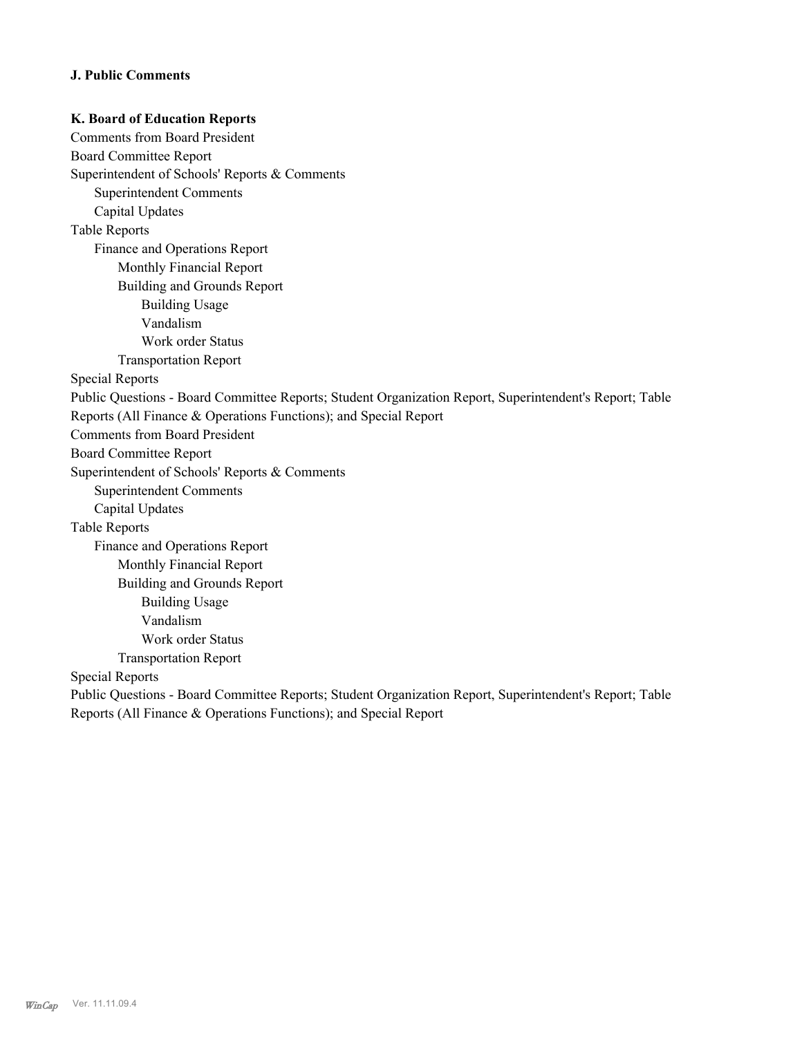**J. Public Comments**

**K. Board of Education Reports**

Comments from Board President

Board Committee Report

Superintendent of Schools' Reports & Comments

- Superintendent Comments
- Capital Updates

Table Reports

- Finance and Operations Report
  - Monthly Financial Report
  - Building and Grounds Report
    - Building Usage
    - Vandalism
    - Work order Status
  - Transportation Report

Special Reports

Public Questions - Board Committee Reports; Student Organization Report, Superintendent's Report; Table Reports (All Finance & Operations Functions); and Special Report

Comments from Board President

Board Committee Report

Superintendent of Schools' Reports & Comments

- Superintendent Comments
- Capital Updates

Table Reports

- Finance and Operations Report
  - Monthly Financial Report
  - Building and Grounds Report
    - Building Usage
    - Vandalism
    - Work order Status
  - Transportation Report

Special Reports

Public Questions - Board Committee Reports; Student Organization Report, Superintendent's Report; Table Reports (All Finance & Operations Functions); and Special Report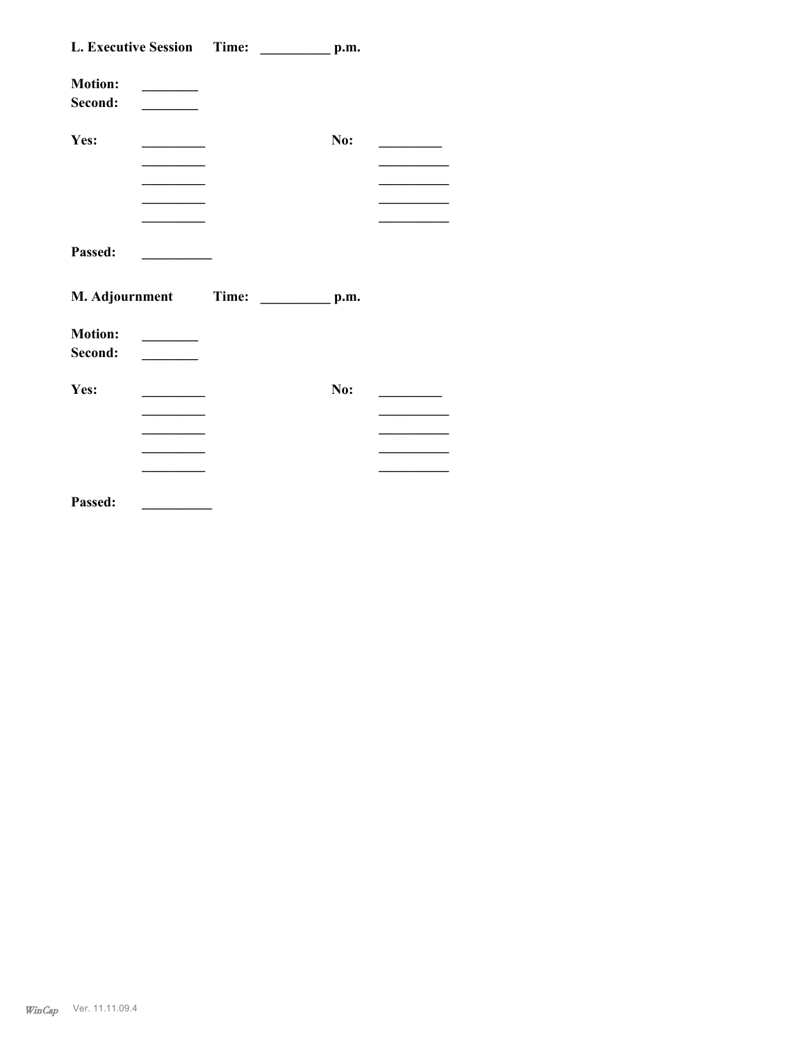**L. Executive Session Time: __________ p.m.**

**Motion:** ________
**Second:** ________

| | | | |
|---|---|---|---|
| **Yes:** | _________ | **No:** | _________ |
| | _________ | | __________ |
| | _________ | | __________ |
| | _________ | | __________ |
| | _________ | | __________ |

**Passed:** __________

**M. Adjournment Time: __________ p.m.**

**Motion:** ________
**Second:** ________

| | | | |
|---|---|---|---|
| **Yes:** | _________ | **No:** | _________ |
| | _________ | | __________ |
| | _________ | | __________ |
| | _________ | | __________ |
| | _________ | | __________ |

**Passed:** __________

*WinCap* Ver. 11.11.09.4